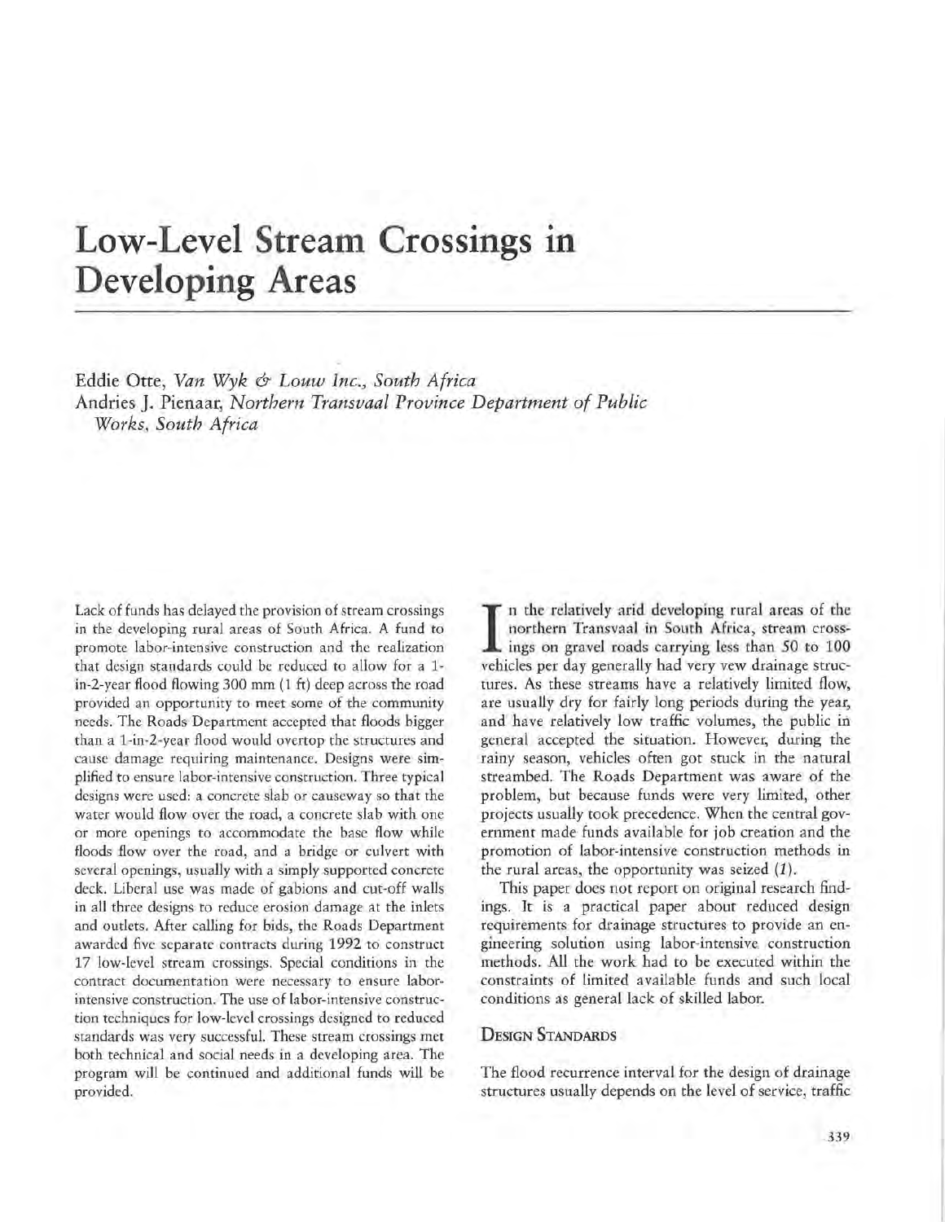# Low-Level Stream Crossings in Developing Areas

Eddie Otte, *Van Wyk & Louw Inc., South Africa*
Andries J. Pienaar, *Northern Transvaal Province Department of Public Works, South Africa*

Lack of funds has delayed the provision of stream crossings in the developing rural areas of South Africa. A fund to promote labor-intensive construction and the realization that design standards could be reduced to allow for a 1-in-2-year flood flowing 300 mm (1 ft) deep across the road provided an opportunity to meet some of the community needs. The Roads Department accepted that floods bigger than a 1-in-2-year flood would overtop the structures and cause damage requiring maintenance. Designs were simplified to ensure labor-intensive construction. Three typical designs were used: a concrete slab or causeway so that the water would flow over the road, a concrete slab with one or more openings to accommodate the base flow while floods flow over the road, and a bridge or culvert with several openings, usually with a simply supported concrete deck. Liberal use was made of gabions and cut-off walls in all three designs to reduce erosion damage at the inlets and outlets. After calling for bids, the Roads Department awarded five separate contracts during 1992 to construct 17 low-level stream crossings. Special conditions in the contract documentation were necessary to ensure labor-intensive construction. The use of labor-intensive construction techniques for low-level crossings designed to reduced standards was very successful. These stream crossings met both technical and social needs in a developing area. The program will be continued and additional funds will be provided.

In the relatively arid developing rural areas of the northern Transvaal in South Africa, stream crossings on gravel roads carrying less than 50 to 100 vehicles per day generally had very vew drainage structures. As these streams have a relatively limited flow, are usually dry for fairly long periods during the year, and have relatively low traffic volumes, the public in general accepted the situation. However, during the rainy season, vehicles often got stuck in the natural streambed. The Roads Department was aware of the problem, but because funds were very limited, other projects usually took precedence. When the central government made funds available for job creation and the promotion of labor-intensive construction methods in the rural areas, the opportunity was seized (*1*).

This paper does not report on original research findings. It is a practical paper about reduced design requirements for drainage structures to provide an engineering solution using labor-intensive construction methods. All the work had to be executed within the constraints of limited available funds and such local conditions as general lack of skilled labor.

## Design Standards

The flood recurrence interval for the design of drainage structures usually depends on the level of service, traffic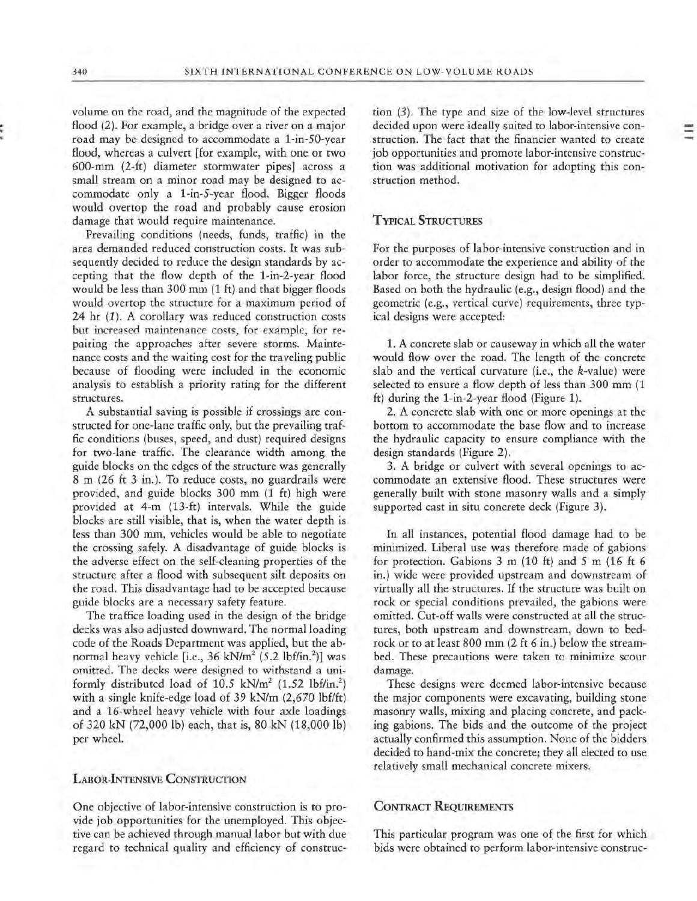volume on the road, and the magnitude of the expected flood (2). For example, a bridge over a river on a major road may be designed to accommodate a 1-in-50-year flood, whereas a culvert [for example, with one or two 600-mm (2-ft) diameter stormwater pipes] across a small stream on a minor road may be designed to accommodate only a 1-in-5-year flood. Bigger floods would overtop the road and probably cause erosion damage that would require maintenance.

Prevailing conditions (needs, funds, traffic) in the area demanded reduced construction costs. It was subsequently decided to reduce the design standards by accepting that the flow depth of the 1-in-2-year flood would be less than 300 mm (1 ft) and that bigger floods would overtop the structure for a maximum period of 24 hr (*1*). A corollary was reduced construction costs but increased maintenance costs, for example, for repairing the approaches after severe storms. Maintenance costs and the waiting cost for the traveling public because of flooding were included in the economic analysis to establish a priority rating for the different structures.

A substantial saving is possible if crossings are constructed for one-lane traffic only, but the prevailing traffic conditions (buses, speed, and dust) required designs for two-lane traffic. The clearance width among the guide blocks on the edges of the structure was generally 8 m (26 ft 3 in.). To reduce costs, no guardrails were provided, and guide blocks 300 mm (1 ft) high were provided at 4-m (13-ft) intervals. While the guide blocks are still visible, that is, when the water depth is less than 300 mm, vehicles would be able to negotiate the crossing safely. A disadvantage of guide blocks is the adverse effect on the self-cleaning properties of the structure after a flood with subsequent silt deposits on the road. This disadvantage had to be accepted because guide blocks are a necessary safety feature.

The traffice loading used in the design of the bridge decks was also adjusted downward. The normal loading code of the Roads Department was applied, but the abnormal heavy vehicle [i.e., 36 $kN/m^2$ (5.2 $lbf/in.^2$)] was omitted. The decks were designed to withstand a uniformly distributed load of 10.5 $kN/m^2$ (1.52 $lbf/in.^2$) with a single knife-edge load of 39 kN/m (2,670 lbf/ft) and a 16-wheel heavy vehicle with four axle loadings of 320 kN (72,000 lb) each, that is, 80 kN (18,000 lb) per wheel.

## Labor-Intensive Construction

One objective of labor-intensive construction is to provide job opportunities for the unemployed. This objective can be achieved through manual labor but with due regard to technical quality and efficiency of construction (*3*). The type and size of the low-level structures decided upon were ideally suited to labor-intensive construction. The fact that the financier wanted to create job opportunities and promote labor-intensive construction was additional motivation for adopting this construction method.

## Typical Structures

For the purposes of labor-intensive construction and in order to accommodate the experience and ability of the labor force, the structure design had to be simplified. Based on both the hydraulic (e.g., design flood) and the geometric (e.g., vertical curve) requirements, three typical designs were accepted:

1. A concrete slab or causeway in which all the water would flow over the road. The length of the concrete slab and the vertical curvature (i.e., the *k*-value) were selected to ensure a flow depth of less than 300 mm (1 ft) during the 1-in-2-year flood (Figure 1).
2. A concrete slab with one or more openings at the bottom to accommodate the base flow and to increase the hydraulic capacity to ensure compliance with the design standards (Figure 2).
3. A bridge or culvert with several openings to accommodate an extensive flood. These structures were generally built with stone masonry walls and a simply supported cast in situ concrete deck (Figure 3).

In all instances, potential flood damage had to be minimized. Liberal use was therefore made of gabions for protection. Gabions 3 m (10 ft) and 5 m (16 ft 6 in.) wide were provided upstream and downstream of virtually all the structures. If the structure was built on rock or special conditions prevailed, the gabions were omitted. Cut-off walls were constructed at all the structures, both upstream and downstream, down to bedrock or to at least 800 mm (2 ft 6 in.) below the streambed. These precautions were taken to minimize scour damage.

These designs were deemed labor-intensive because the major components were excavating, building stone masonry walls, mixing and placing concrete, and packing gabions. The bids and the outcome of the project actually confirmed this assumption. None of the bidders decided to hand-mix the concrete; they all elected to use relatively small mechanical concrete mixers.

## Contract Requirements

This particular program was one of the first for which bids were obtained to perform labor-intensive construc-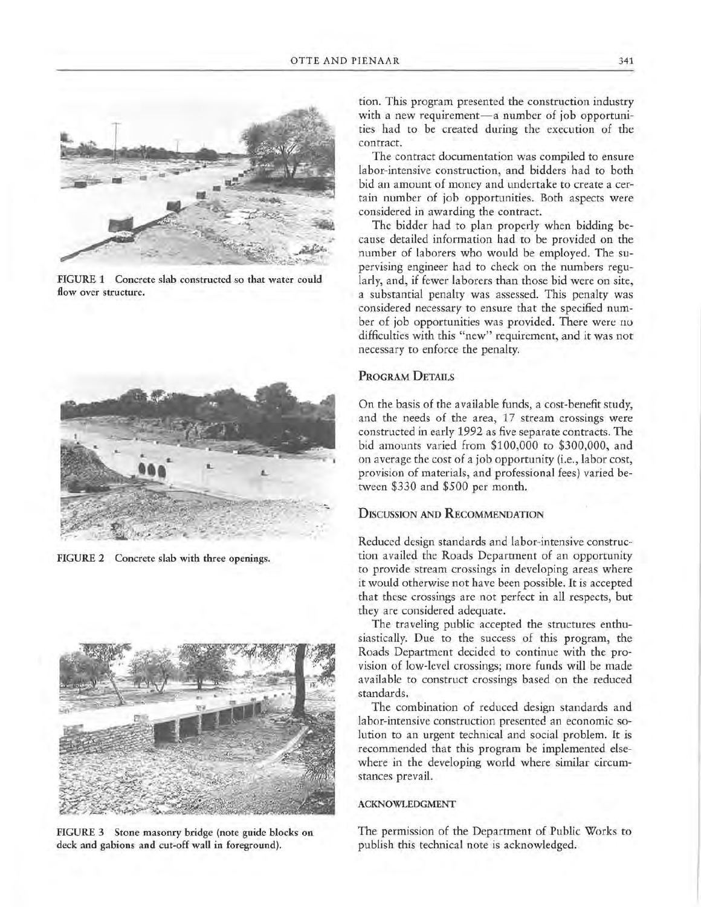FIGURE 1 Concrete slab constructed so that water could flow over structure.

FIGURE 2 Concrete slab with three openings.

FIGURE 3 Stone masonry bridge (note guide blocks on deck and gabions and cut-off wall in foreground).

tion. This program presented the construction industry with a new requirement—a number of job opportunities had to be created during the execution of the contract.

The contract documentation was compiled to ensure labor-intensive construction, and bidders had to both bid an amount of money and undertake to create a certain number of job opportunities. Both aspects were considered in awarding the contract.

The bidder had to plan properly when bidding because detailed information had to be provided on the number of laborers who would be employed. The supervising engineer had to check on the numbers regularly, and, if fewer laborers than those bid were on site, a substantial penalty was assessed. This penalty was considered necessary to ensure that the specified number of job opportunities was provided. There were no difficulties with this "new" requirement, and it was not necessary to enforce the penalty.

## Program Details

On the basis of the available funds, a cost-benefit study, and the needs of the area, 17 stream crossings were constructed in early 1992 as five separate contracts. The bid amounts varied from $100,000 to $300,000, and on average the cost of a job opportunity (i.e., labor cost, provision of materials, and professional fees) varied between $330 and $500 per month.

## Discussion and Recommendation

Reduced design standards and labor-intensive construction availed the Roads Department of an opportunity to provide stream crossings in developing areas where it would otherwise not have been possible. It is accepted that these crossings are not perfect in all respects, but they are considered adequate.

The traveling public accepted the structures enthusiastically. Due to the success of this program, the Roads Department decided to continue with the provision of low-level crossings; more funds will be made available to construct crossings based on the reduced standards.

The combination of reduced design standards and labor-intensive construction presented an economic solution to an urgent technical and social problem. It is recommended that this program be implemented elsewhere in the developing world where similar circumstances prevail.

### ACKNOWLEDGMENT

The permission of the Department of Public Works to publish this technical note is acknowledged.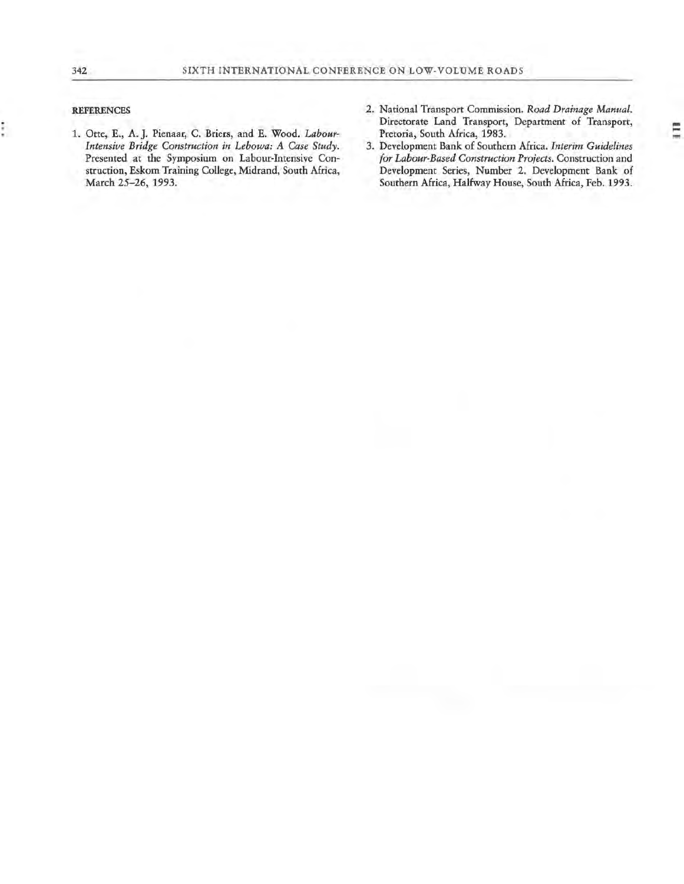## REFERENCES

1. Otte, E., A. J. Pienaar, C. Briers, and E. Wood. *Labour-Intensive Bridge Construction in Lebowa: A Case Study.* Presented at the Symposium on Labour-Intensive Construction, Eskom Training College, Midrand, South Africa, March 25–26, 1993.
2. National Transport Commission. *Road Drainage Manual.* Directorate Land Transport, Department of Transport, Pretoria, South Africa, 1983.
3. Development Bank of Southern Africa. *Interim Guidelines for Labour-Based Construction Projects.* Construction and Development Series, Number 2. Development Bank of Southern Africa, Halfway House, South Africa, Feb. 1993.